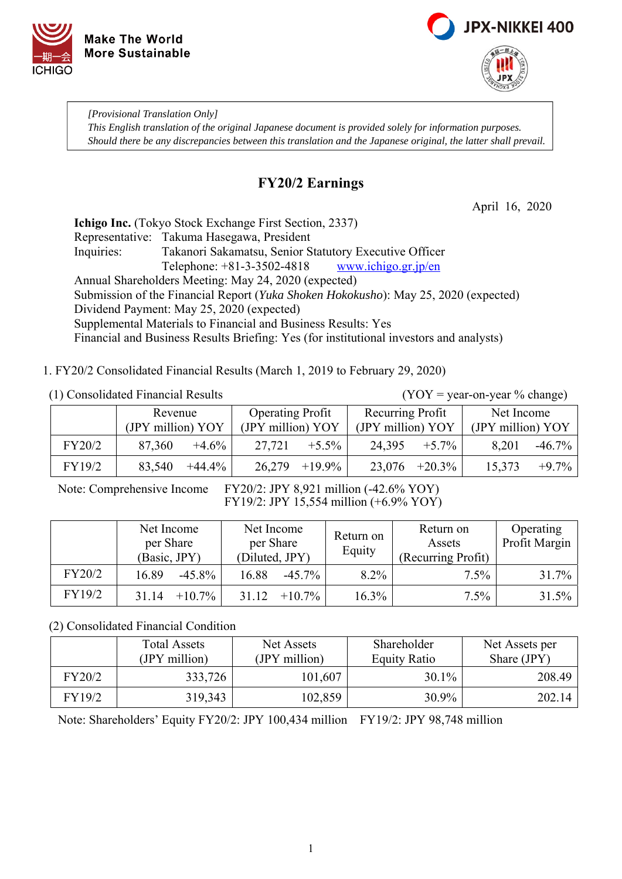Make The World
More Sustainable

JPX-NIKKEI 400

*[Provisional Translation Only]*
*This English translation of the original Japanese document is provided solely for information purposes.*
*Should there be any discrepancies between this translation and the Japanese original, the latter shall prevail.*

# FY20/2 Earnings

April 16, 2020

**Ichigo Inc.** (Tokyo Stock Exchange First Section, 2337)
Representative: Takuma Hasegawa, President
Inquiries: Takanori Sakamatsu, Senior Statutory Executive Officer
Telephone: +81-3-3502-4818 www.ichigo.gr.jp/en
Annual Shareholders Meeting: May 24, 2020 (expected)
Submission of the Financial Report (*Yuka Shoken Hokokusho*): May 25, 2020 (expected)
Dividend Payment: May 25, 2020 (expected)
Supplemental Materials to Financial and Business Results: Yes
Financial and Business Results Briefing: Yes (for institutional investors and analysts)

1. FY20/2 Consolidated Financial Results (March 1, 2019 to February 29, 2020)

(1) Consolidated Financial Results (YOY = year-on-year % change)

| | Revenue (JPY million) | YOY | Operating Profit (JPY million) | YOY | Recurring Profit (JPY million) | YOY | Net Income (JPY million) | YOY |
|---|---|---|---|---|---|---|---|---|
| FY20/2 | 87,360 | +4.6% | 27,721 | +5.5% | 24,395 | +5.7% | 8,201 | -46.7% |
| FY19/2 | 83,540 | +44.4% | 26,279 | +19.9% | 23,076 | +20.3% | 15,373 | +9.7% |

Note: Comprehensive Income FY20/2: JPY 8,921 million (-42.6% YOY)
FY19/2: JPY 15,554 million (+6.9% YOY)

| | Net Income per Share (Basic, JPY) | | Net Income per Share (Diluted, JPY) | | Return on Equity | Return on Assets (Recurring Profit) | Operating Profit Margin |
|---|---|---|---|---|---|---|---|
| FY20/2 | 16.89 | -45.8% | 16.88 | -45.7% | 8.2% | 7.5% | 31.7% |
| FY19/2 | 31.14 | +10.7% | 31.12 | +10.7% | 16.3% | 7.5% | 31.5% |

(2) Consolidated Financial Condition

| | Total Assets (JPY million) | Net Assets (JPY million) | Shareholder Equity Ratio | Net Assets per Share (JPY) |
|---|---|---|---|---|
| FY20/2 | 333,726 | 101,607 | 30.1% | 208.49 |
| FY19/2 | 319,343 | 102,859 | 30.9% | 202.14 |

Note: Shareholders' Equity FY20/2: JPY 100,434 million FY19/2: JPY 98,748 million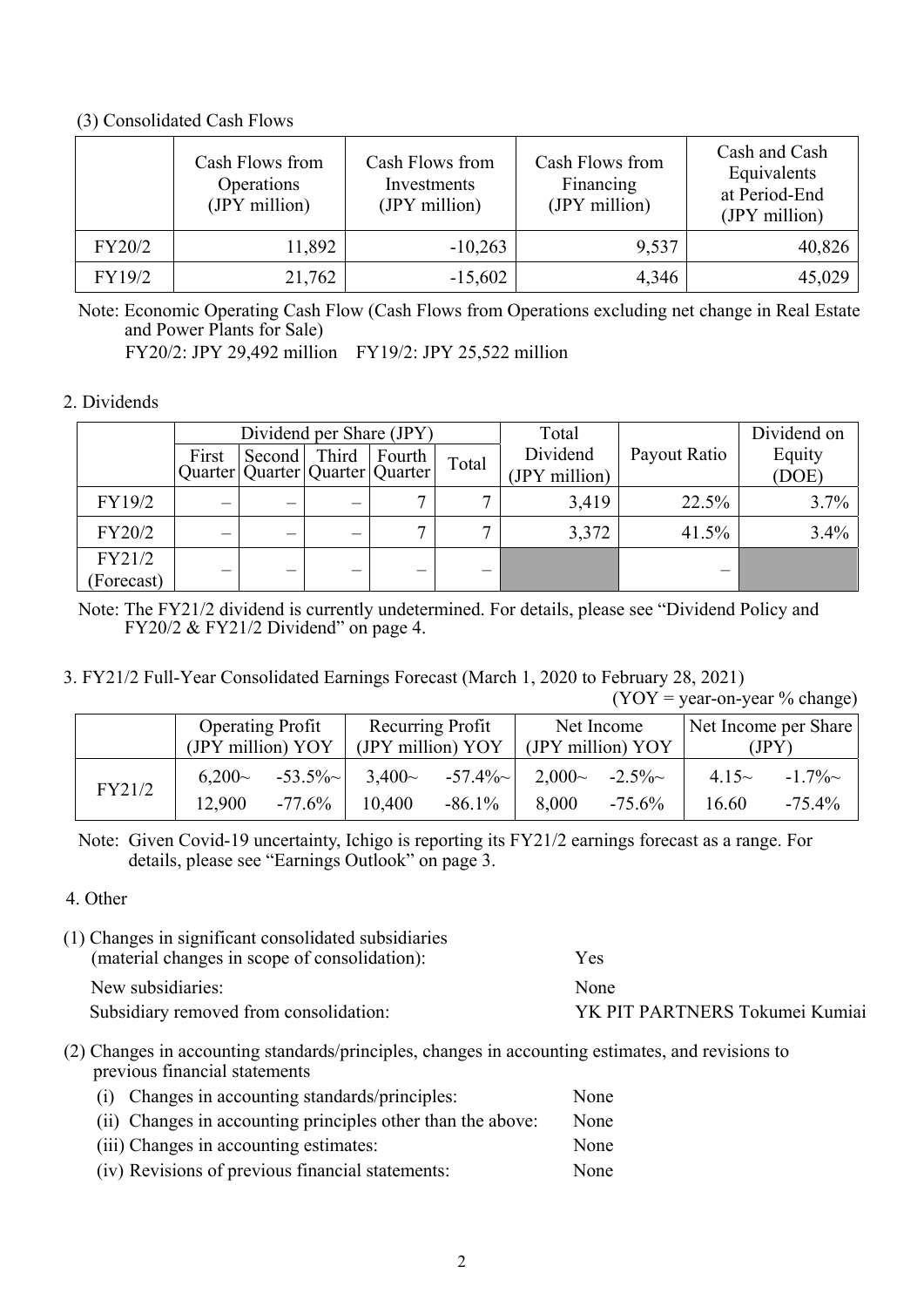(3) Consolidated Cash Flows

| | Cash Flows from Operations (JPY million) | Cash Flows from Investments (JPY million) | Cash Flows from Financing (JPY million) | Cash and Cash Equivalents at Period-End (JPY million) |
|---|---|---|---|---|
| FY20/2 | 11,892 | -10,263 | 9,537 | 40,826 |
| FY19/2 | 21,762 | -15,602 | 4,346 | 45,029 |

Note: Economic Operating Cash Flow (Cash Flows from Operations excluding net change in Real Estate and Power Plants for Sale)
FY20/2: JPY 29,492 million FY19/2: JPY 25,522 million

2. Dividends

| | Dividend per Share (JPY) | | | | | Total Dividend (JPY million) | Payout Ratio | Dividend on Equity (DOE) |
|---|---|---|---|---|---|---|---|---|
| | First Quarter | Second Quarter | Third Quarter | Fourth Quarter | Total | | | |
| FY19/2 | – | – | – | 7 | 7 | 3,419 | 22.5% | 3.7% |
| FY20/2 | – | – | – | 7 | 7 | 3,372 | 41.5% | 3.4% |
| FY21/2 (Forecast) | – | – | – | – | – | | – | |

Note: The FY21/2 dividend is currently undetermined. For details, please see "Dividend Policy and FY20/2 & FY21/2 Dividend" on page 4.

3. FY21/2 Full-Year Consolidated Earnings Forecast (March 1, 2020 to February 28, 2021)

(YOY = year-on-year % change)

| | Operating Profit (JPY million) | YOY | Recurring Profit (JPY million) | YOY | Net Income (JPY million) | YOY | Net Income per Share (JPY) | |
|---|---|---|---|---|---|---|---|---|
| FY21/2 | 6,200~ 12,900 | -53.5%~ -77.6% | 3,400~ 10,400 | -57.4%~ -86.1% | 2,000~ 8,000 | -2.5%~ -75.6% | 4.15~ 16.60 | -1.7%~ -75.4% |

Note: Given Covid-19 uncertainty, Ichigo is reporting its FY21/2 earnings forecast as a range. For details, please see "Earnings Outlook" on page 3.

4. Other

(1) Changes in significant consolidated subsidiaries (material changes in scope of consolidation): Yes

New subsidiaries: None

Subsidiary removed from consolidation: YK PIT PARTNERS Tokumei Kumiai

(2) Changes in accounting standards/principles, changes in accounting estimates, and revisions to previous financial statements

(i) Changes in accounting standards/principles: None

(ii) Changes in accounting principles other than the above: None

(iii) Changes in accounting estimates: None

(iv) Revisions of previous financial statements: None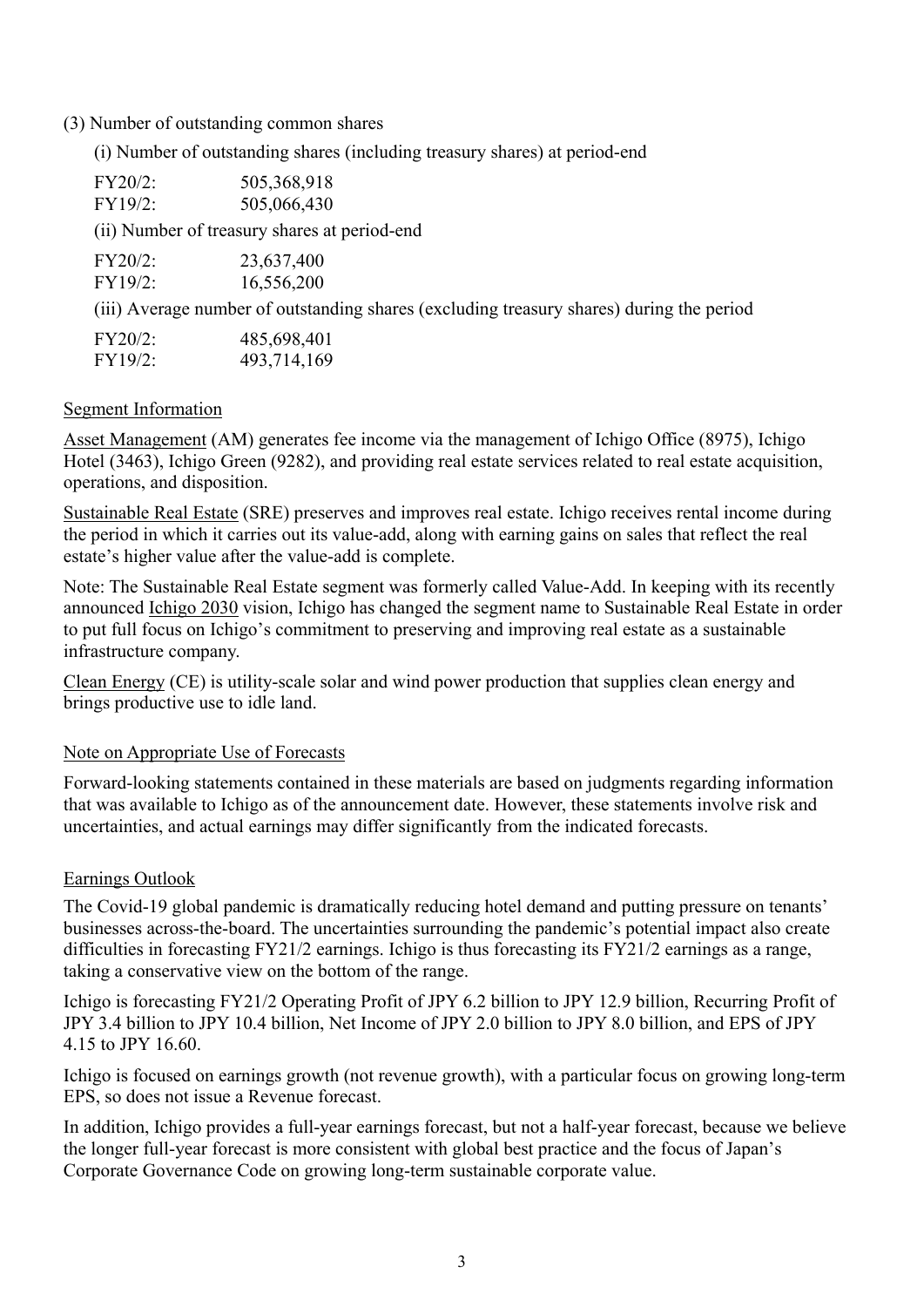(3) Number of outstanding common shares

(i) Number of outstanding shares (including treasury shares) at period-end

| | |
|---|---|
| FY20/2: | 505,368,918 |
| FY19/2: | 505,066,430 |

(ii) Number of treasury shares at period-end

| | |
|---|---|
| FY20/2: | 23,637,400 |
| FY19/2: | 16,556,200 |

(iii) Average number of outstanding shares (excluding treasury shares) during the period

| | |
|---|---|
| FY20/2: | 485,698,401 |
| FY19/2: | 493,714,169 |

## Segment Information

Asset Management (AM) generates fee income via the management of Ichigo Office (8975), Ichigo Hotel (3463), Ichigo Green (9282), and providing real estate services related to real estate acquisition, operations, and disposition.

Sustainable Real Estate (SRE) preserves and improves real estate. Ichigo receives rental income during the period in which it carries out its value-add, along with earning gains on sales that reflect the real estate's higher value after the value-add is complete.

Note: The Sustainable Real Estate segment was formerly called Value-Add. In keeping with its recently announced Ichigo 2030 vision, Ichigo has changed the segment name to Sustainable Real Estate in order to put full focus on Ichigo's commitment to preserving and improving real estate as a sustainable infrastructure company.

Clean Energy (CE) is utility-scale solar and wind power production that supplies clean energy and brings productive use to idle land.

## Note on Appropriate Use of Forecasts

Forward-looking statements contained in these materials are based on judgments regarding information that was available to Ichigo as of the announcement date. However, these statements involve risk and uncertainties, and actual earnings may differ significantly from the indicated forecasts.

## Earnings Outlook

The Covid-19 global pandemic is dramatically reducing hotel demand and putting pressure on tenants' businesses across-the-board. The uncertainties surrounding the pandemic's potential impact also create difficulties in forecasting FY21/2 earnings. Ichigo is thus forecasting its FY21/2 earnings as a range, taking a conservative view on the bottom of the range.

Ichigo is forecasting FY21/2 Operating Profit of JPY 6.2 billion to JPY 12.9 billion, Recurring Profit of JPY 3.4 billion to JPY 10.4 billion, Net Income of JPY 2.0 billion to JPY 8.0 billion, and EPS of JPY 4.15 to JPY 16.60.

Ichigo is focused on earnings growth (not revenue growth), with a particular focus on growing long-term EPS, so does not issue a Revenue forecast.

In addition, Ichigo provides a full-year earnings forecast, but not a half-year forecast, because we believe the longer full-year forecast is more consistent with global best practice and the focus of Japan's Corporate Governance Code on growing long-term sustainable corporate value.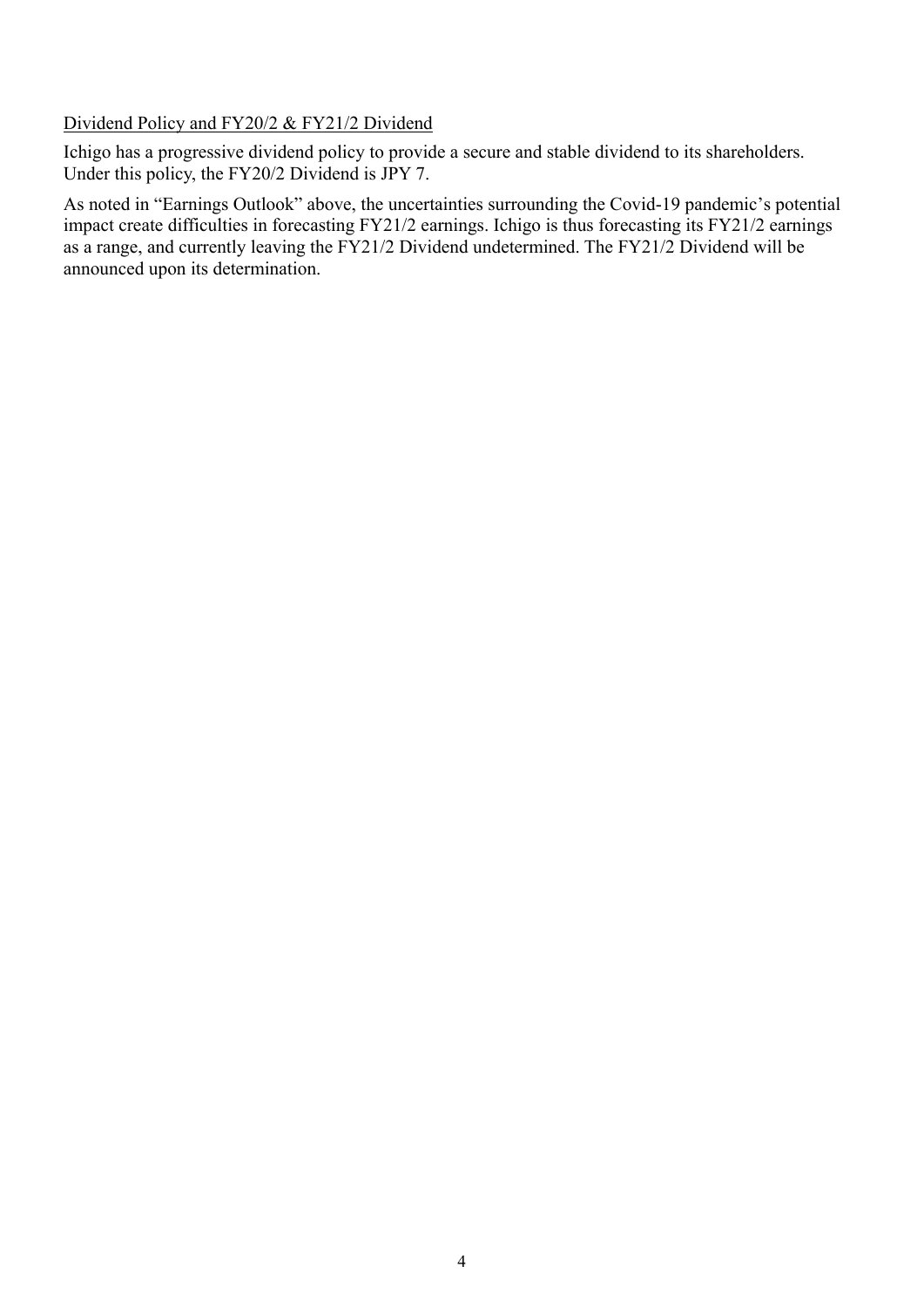## Dividend Policy and FY20/2 & FY21/2 Dividend

Ichigo has a progressive dividend policy to provide a secure and stable dividend to its shareholders. Under this policy, the FY20/2 Dividend is JPY 7.

As noted in "Earnings Outlook" above, the uncertainties surrounding the Covid-19 pandemic's potential impact create difficulties in forecasting FY21/2 earnings. Ichigo is thus forecasting its FY21/2 earnings as a range, and currently leaving the FY21/2 Dividend undetermined. The FY21/2 Dividend will be announced upon its determination.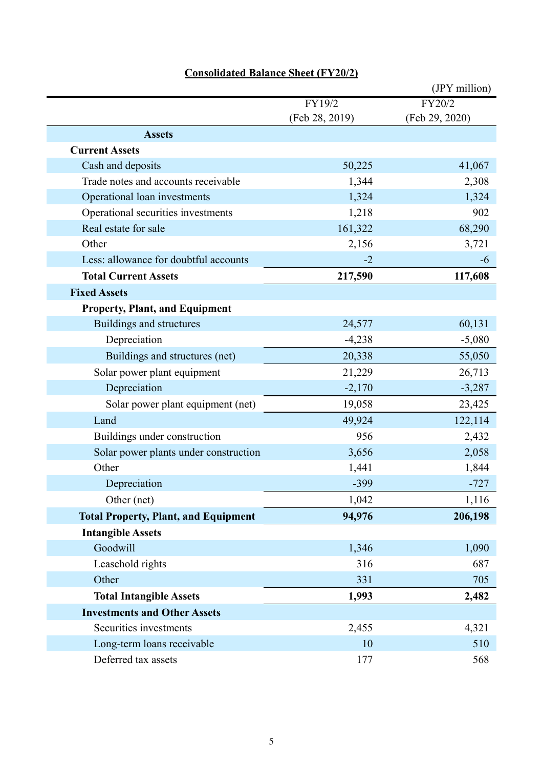**Consolidated Balance Sheet (FY20/2)**

(JPY million)

| | FY19/2 (Feb 28, 2019) | FY20/2 (Feb 29, 2020) |
|---|---|---|
| **Assets** | | |
| **Current Assets** | | |
| Cash and deposits | 50,225 | 41,067 |
| Trade notes and accounts receivable | 1,344 | 2,308 |
| Operational loan investments | 1,324 | 1,324 |
| Operational securities investments | 1,218 | 902 |
| Real estate for sale | 161,322 | 68,290 |
| Other | 2,156 | 3,721 |
| Less: allowance for doubtful accounts | -2 | -6 |
| **Total Current Assets** | **217,590** | **117,608** |
| **Fixed Assets** | | |
| **Property, Plant, and Equipment** | | |
| Buildings and structures | 24,577 | 60,131 |
| Depreciation | -4,238 | -5,080 |
| Buildings and structures (net) | 20,338 | 55,050 |
| Solar power plant equipment | 21,229 | 26,713 |
| Depreciation | -2,170 | -3,287 |
| Solar power plant equipment (net) | 19,058 | 23,425 |
| Land | 49,924 | 122,114 |
| Buildings under construction | 956 | 2,432 |
| Solar power plants under construction | 3,656 | 2,058 |
| Other | 1,441 | 1,844 |
| Depreciation | -399 | -727 |
| Other (net) | 1,042 | 1,116 |
| **Total Property, Plant, and Equipment** | **94,976** | **206,198** |
| **Intangible Assets** | | |
| Goodwill | 1,346 | 1,090 |
| Leasehold rights | 316 | 687 |
| Other | 331 | 705 |
| **Total Intangible Assets** | **1,993** | **2,482** |
| **Investments and Other Assets** | | |
| Securities investments | 2,455 | 4,321 |
| Long-term loans receivable | 10 | 510 |
| Deferred tax assets | 177 | 568 |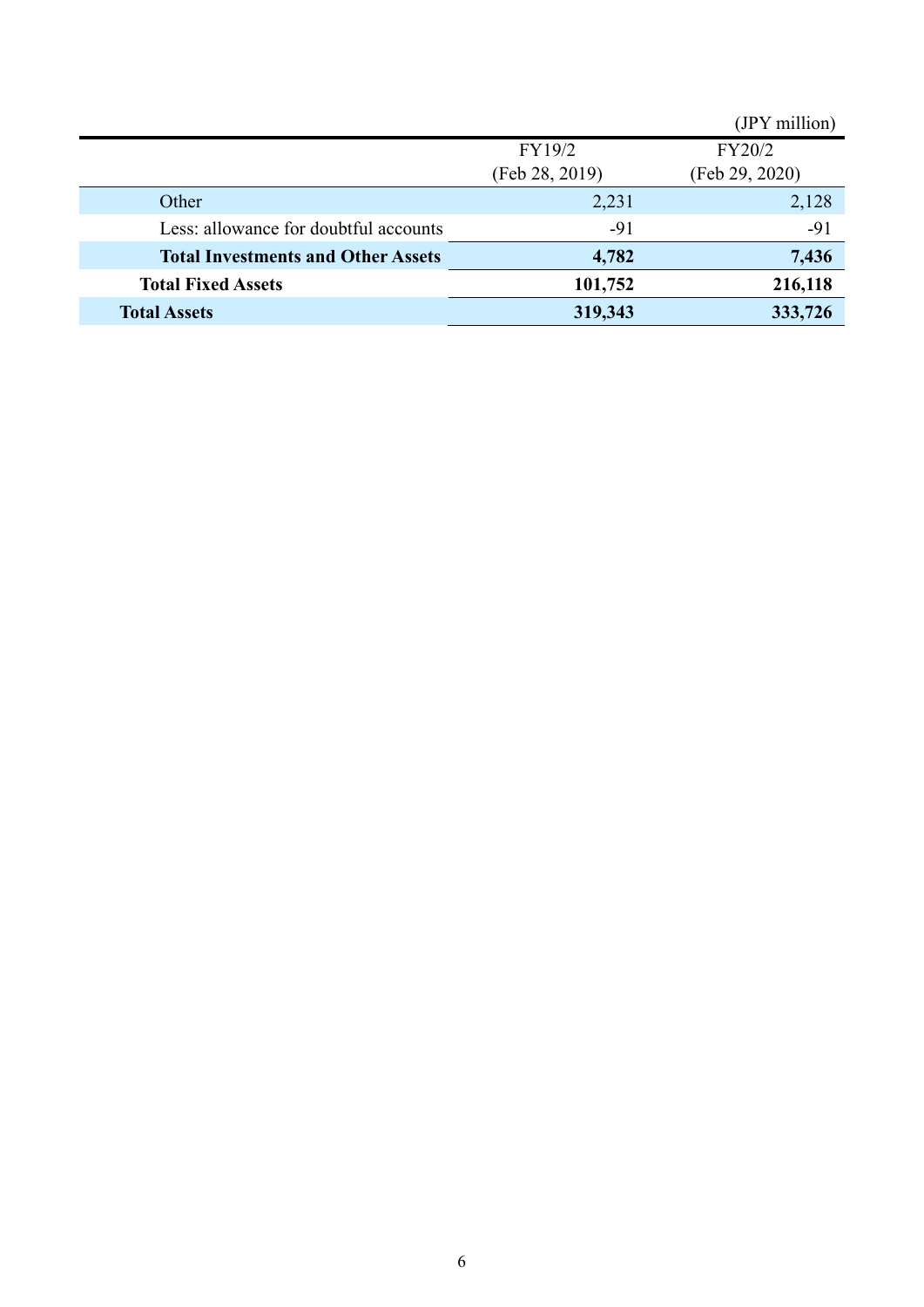(JPY million)

| | FY19/2 (Feb 28, 2019) | FY20/2 (Feb 29, 2020) |
|---|---|---|
| Other | 2,231 | 2,128 |
| Less: allowance for doubtful accounts | -91 | -91 |
| **Total Investments and Other Assets** | **4,782** | **7,436** |
| **Total Fixed Assets** | **101,752** | **216,118** |
| **Total Assets** | **319,343** | **333,726** |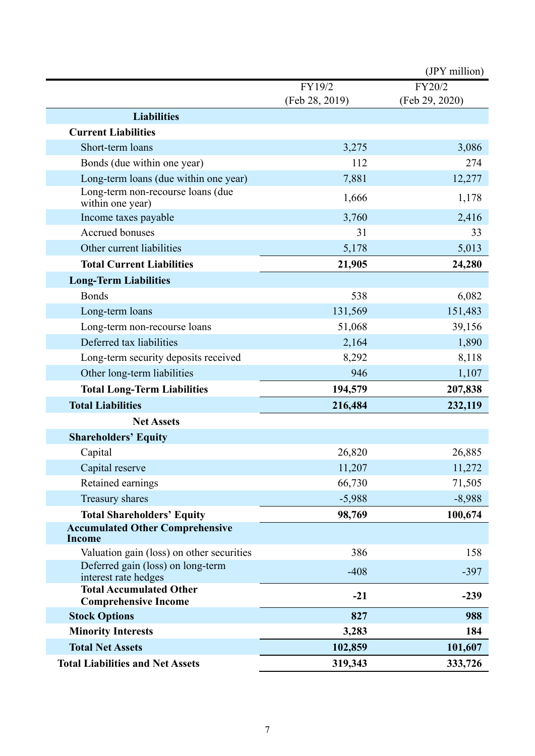(JPY million)

| | FY19/2 (Feb 28, 2019) | FY20/2 (Feb 29, 2020) |
|---|---|---|
| **Liabilities** | | |
| **Current Liabilities** | | |
| Short-term loans | 3,275 | 3,086 |
| Bonds (due within one year) | 112 | 274 |
| Long-term loans (due within one year) | 7,881 | 12,277 |
| Long-term non-recourse loans (due within one year) | 1,666 | 1,178 |
| Income taxes payable | 3,760 | 2,416 |
| Accrued bonuses | 31 | 33 |
| Other current liabilities | 5,178 | 5,013 |
| **Total Current Liabilities** | **21,905** | **24,280** |
| **Long-Term Liabilities** | | |
| Bonds | 538 | 6,082 |
| Long-term loans | 131,569 | 151,483 |
| Long-term non-recourse loans | 51,068 | 39,156 |
| Deferred tax liabilities | 2,164 | 1,890 |
| Long-term security deposits received | 8,292 | 8,118 |
| Other long-term liabilities | 946 | 1,107 |
| **Total Long-Term Liabilities** | **194,579** | **207,838** |
| **Total Liabilities** | **216,484** | **232,119** |
| **Net Assets** | | |
| **Shareholders' Equity** | | |
| Capital | 26,820 | 26,885 |
| Capital reserve | 11,207 | 11,272 |
| Retained earnings | 66,730 | 71,505 |
| Treasury shares | -5,988 | -8,988 |
| **Total Shareholders' Equity** | **98,769** | **100,674** |
| **Accumulated Other Comprehensive Income** | | |
| Valuation gain (loss) on other securities | 386 | 158 |
| Deferred gain (loss) on long-term interest rate hedges | -408 | -397 |
| **Total Accumulated Other Comprehensive Income** | **-21** | **-239** |
| **Stock Options** | **827** | **988** |
| **Minority Interests** | **3,283** | **184** |
| **Total Net Assets** | **102,859** | **101,607** |
| **Total Liabilities and Net Assets** | **319,343** | **333,726** |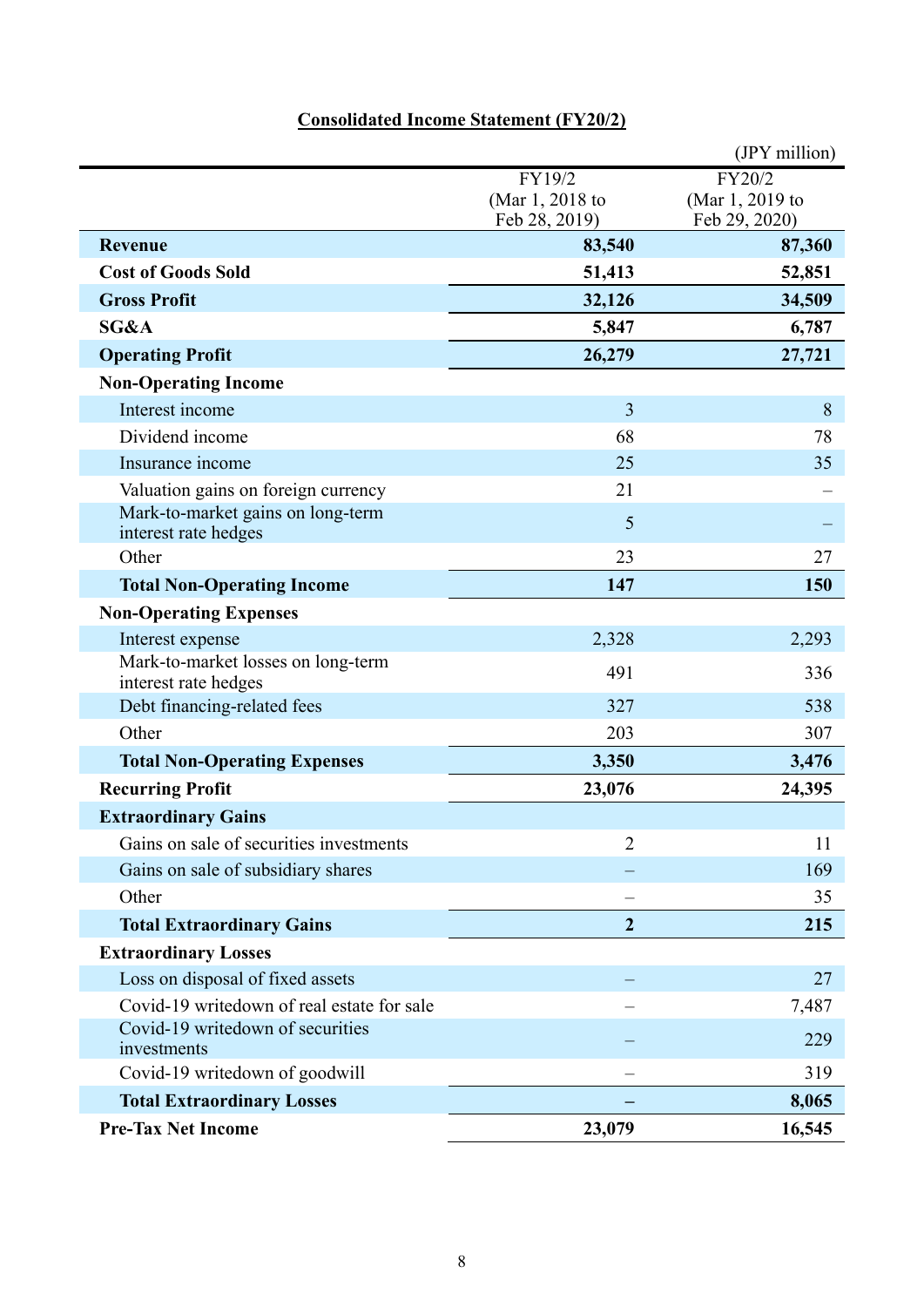## Consolidated Income Statement (FY20/2)

(JPY million)

| | FY19/2 (Mar 1, 2018 to Feb 28, 2019) | FY20/2 (Mar 1, 2019 to Feb 29, 2020) |
|---|---|---|
| **Revenue** | **83,540** | **87,360** |
| **Cost of Goods Sold** | **51,413** | **52,851** |
| **Gross Profit** | **32,126** | **34,509** |
| **SG&A** | **5,847** | **6,787** |
| **Operating Profit** | **26,279** | **27,721** |
| **Non-Operating Income** | | |
| Interest income | 3 | 8 |
| Dividend income | 68 | 78 |
| Insurance income | 25 | 35 |
| Valuation gains on foreign currency | 21 | – |
| Mark-to-market gains on long-term interest rate hedges | 5 | – |
| Other | 23 | 27 |
| **Total Non-Operating Income** | **147** | **150** |
| **Non-Operating Expenses** | | |
| Interest expense | 2,328 | 2,293 |
| Mark-to-market losses on long-term interest rate hedges | 491 | 336 |
| Debt financing-related fees | 327 | 538 |
| Other | 203 | 307 |
| **Total Non-Operating Expenses** | **3,350** | **3,476** |
| **Recurring Profit** | **23,076** | **24,395** |
| **Extraordinary Gains** | | |
| Gains on sale of securities investments | 2 | 11 |
| Gains on sale of subsidiary shares | – | 169 |
| Other | – | 35 |
| **Total Extraordinary Gains** | **2** | **215** |
| **Extraordinary Losses** | | |
| Loss on disposal of fixed assets | – | 27 |
| Covid-19 writedown of real estate for sale | – | 7,487 |
| Covid-19 writedown of securities investments | – | 229 |
| Covid-19 writedown of goodwill | – | 319 |
| **Total Extraordinary Losses** | **–** | **8,065** |
| **Pre-Tax Net Income** | **23,079** | **16,545** |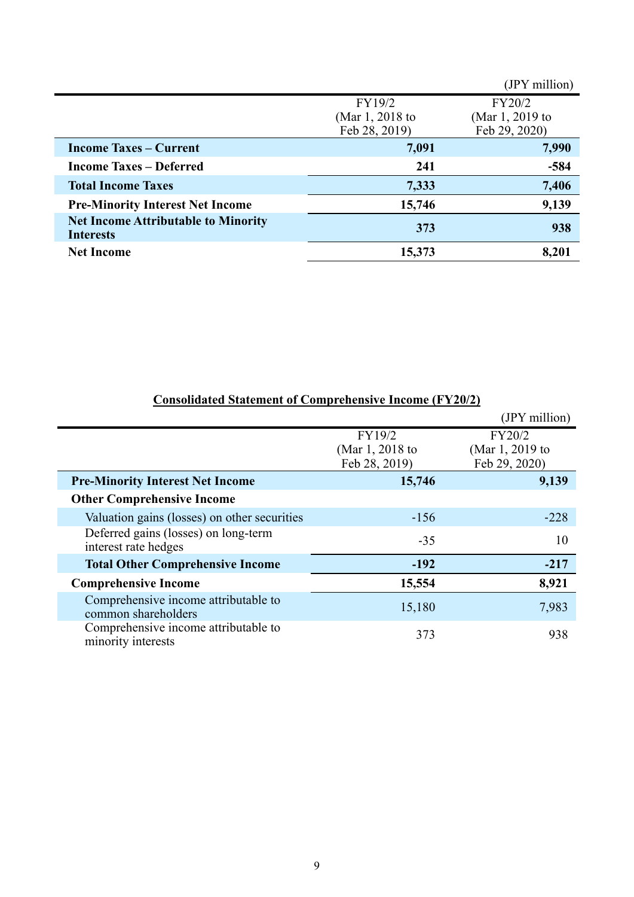(JPY million)

| | FY19/2 (Mar 1, 2018 to Feb 28, 2019) | FY20/2 (Mar 1, 2019 to Feb 29, 2020) |
|---|---|---|
| **Income Taxes – Current** | **7,091** | **7,990** |
| **Income Taxes – Deferred** | **241** | **-584** |
| **Total Income Taxes** | **7,333** | **7,406** |
| **Pre-Minority Interest Net Income** | **15,746** | **9,139** |
| **Net Income Attributable to Minority Interests** | **373** | **938** |
| **Net Income** | **15,373** | **8,201** |

## Consolidated Statement of Comprehensive Income (FY20/2)

(JPY million)

| | FY19/2 (Mar 1, 2018 to Feb 28, 2019) | FY20/2 (Mar 1, 2019 to Feb 29, 2020) |
|---|---|---|
| **Pre-Minority Interest Net Income** | **15,746** | **9,139** |
| **Other Comprehensive Income** | | |
| Valuation gains (losses) on other securities | -156 | -228 |
| Deferred gains (losses) on long-term interest rate hedges | -35 | 10 |
| **Total Other Comprehensive Income** | **-192** | **-217** |
| **Comprehensive Income** | **15,554** | **8,921** |
| Comprehensive income attributable to common shareholders | 15,180 | 7,983 |
| Comprehensive income attributable to minority interests | 373 | 938 |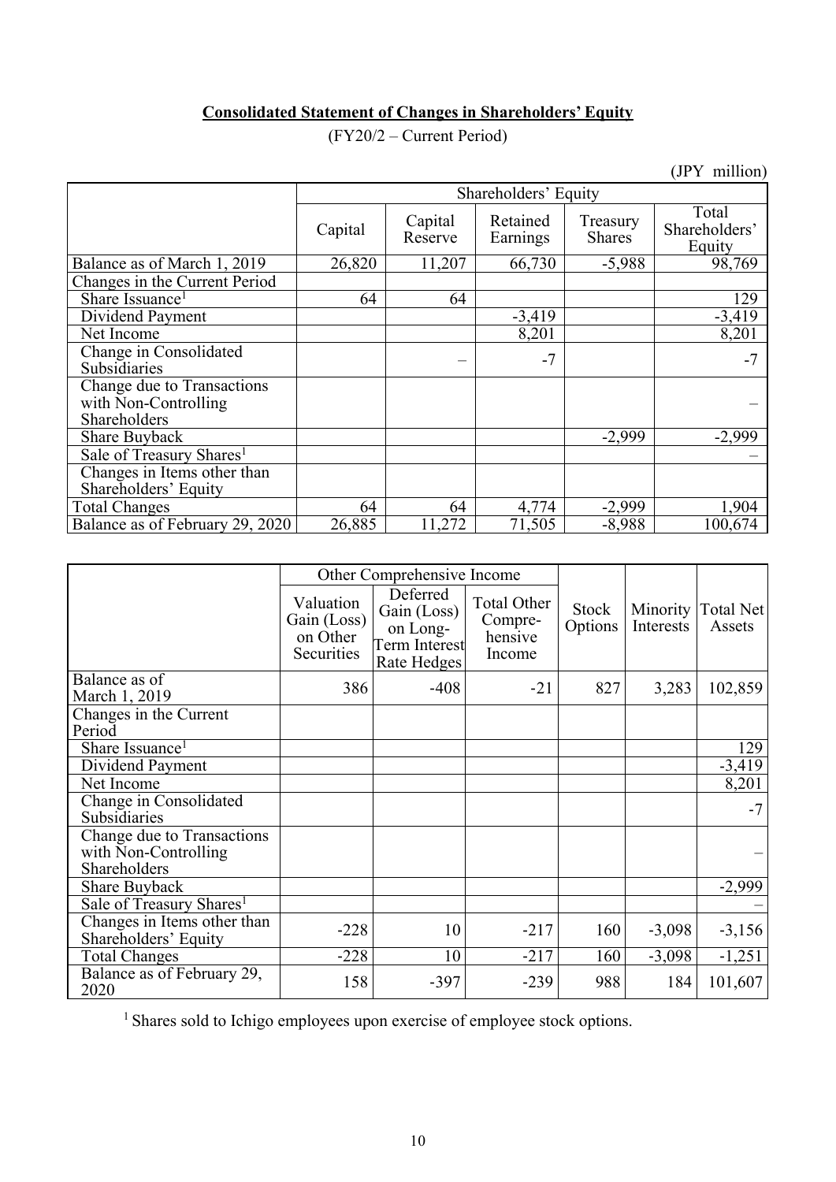## Consolidated Statement of Changes in Shareholders' Equity

(FY20/2 – Current Period)

(JPY million)

| | Shareholders' Equity | | | | |
|---|---|---|---|---|---|
| | Capital | Capital Reserve | Retained Earnings | Treasury Shares | Total Shareholders' Equity |
| Balance as of March 1, 2019 | 26,820 | 11,207 | 66,730 | -5,988 | 98,769 |
| Changes in the Current Period | | | | | |
| Share Issuance[1] | 64 | 64 | | | 129 |
| Dividend Payment | | | -3,419 | | -3,419 |
| Net Income | | | 8,201 | | 8,201 |
| Change in Consolidated Subsidiaries | | – | -7 | | -7 |
| Change due to Transactions with Non-Controlling Shareholders | | | | | – |
| Share Buyback | | | | -2,999 | -2,999 |
| Sale of Treasury Shares[1] | | | | | – |
| Changes in Items other than Shareholders' Equity | | | | | |
| Total Changes | 64 | 64 | 4,774 | -2,999 | 1,904 |
| Balance as of February 29, 2020 | 26,885 | 11,272 | 71,505 | -8,988 | 100,674 |

| | Other Comprehensive Income | | | | | |
|---|---|---|---|---|---|---|
| | Valuation Gain (Loss) on Other Securities | Deferred Gain (Loss) on Long-Term Interest Rate Hedges | Total Other Comprehensive Income | Stock Options | Minority Interests | Total Net Assets |
| Balance as of March 1, 2019 | 386 | -408 | -21 | 827 | 3,283 | 102,859 |
| Changes in the Current Period | | | | | | |
| Share Issuance[1] | | | | | | 129 |
| Dividend Payment | | | | | | -3,419 |
| Net Income | | | | | | 8,201 |
| Change in Consolidated Subsidiaries | | | | | | -7 |
| Change due to Transactions with Non-Controlling Shareholders | | | | | | – |
| Share Buyback | | | | | | -2,999 |
| Sale of Treasury Shares[1] | | | | | | – |
| Changes in Items other than Shareholders' Equity | -228 | 10 | -217 | 160 | -3,098 | -3,156 |
| Total Changes | -228 | 10 | -217 | 160 | -3,098 | -1,251 |
| Balance as of February 29, 2020 | 158 | -397 | -239 | 988 | 184 | 101,607 |

[1] Shares sold to Ichigo employees upon exercise of employee stock options.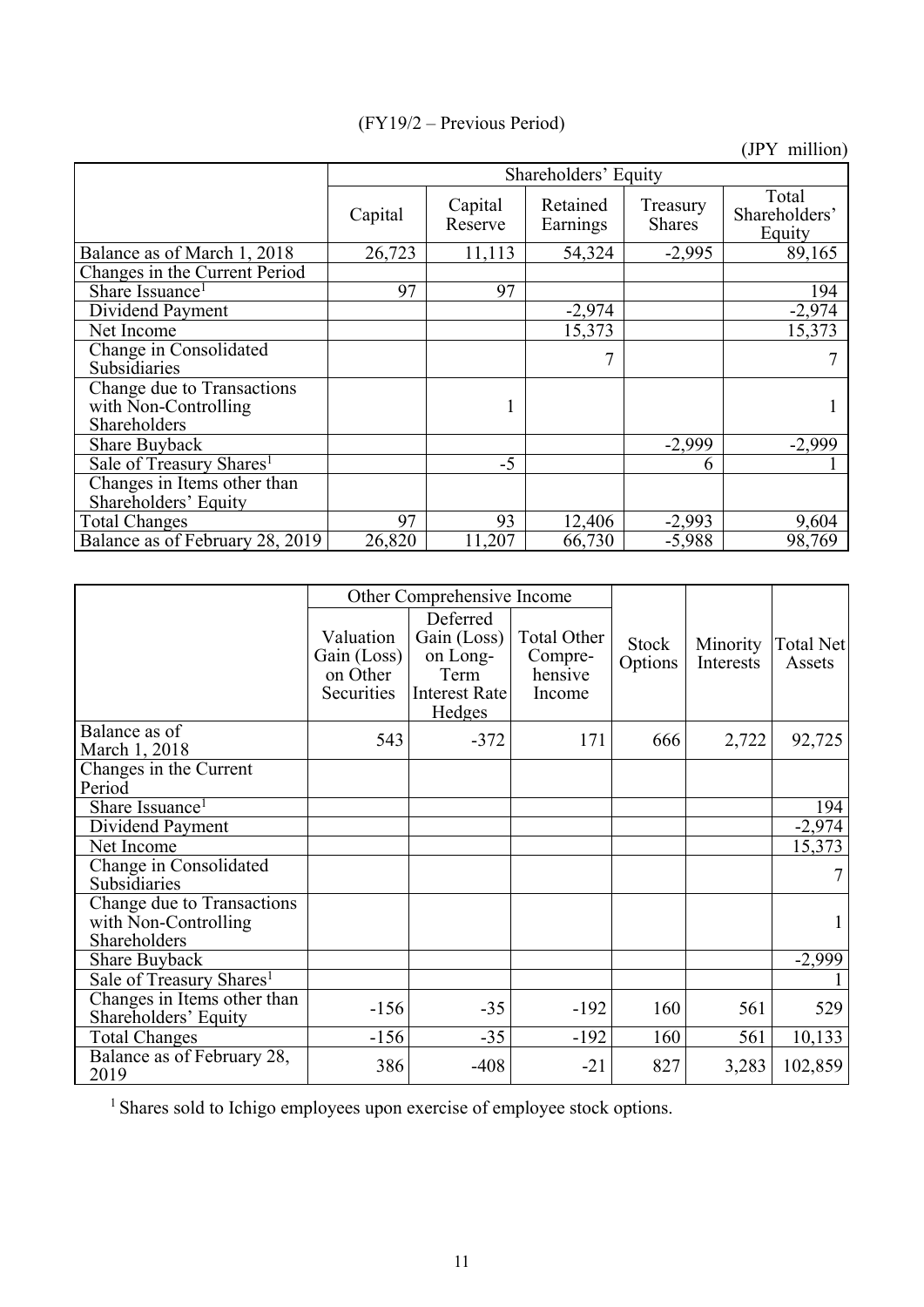(FY19/2 – Previous Period)

(JPY million)

| | Shareholders' Equity | | | | |
|---|---|---|---|---|---|
| | Capital | Capital Reserve | Retained Earnings | Treasury Shares | Total Shareholders' Equity |
| Balance as of March 1, 2018 | 26,723 | 11,113 | 54,324 | -2,995 | 89,165 |
| Changes in the Current Period | | | | | |
| Share Issuance[1] | 97 | 97 | | | 194 |
| Dividend Payment | | | -2,974 | | -2,974 |
| Net Income | | | 15,373 | | 15,373 |
| Change in Consolidated Subsidiaries | | | 7 | | 7 |
| Change due to Transactions with Non-Controlling Shareholders | | 1 | | | 1 |
| Share Buyback | | | | -2,999 | -2,999 |
| Sale of Treasury Shares[1] | | -5 | | 6 | 1 |
| Changes in Items other than Shareholders' Equity | | | | | |
| Total Changes | 97 | 93 | 12,406 | -2,993 | 9,604 |
| Balance as of February 28, 2019 | 26,820 | 11,207 | 66,730 | -5,988 | 98,769 |

| | Other Comprehensive Income | | | Stock Options | Minority Interests | Total Net Assets |
|---|---|---|---|---|---|---|
| | Valuation Gain (Loss) on Other Securities | Deferred Gain (Loss) on Long-Term Interest Rate Hedges | Total Other Compre-hensive Income | | | |
| Balance as of March 1, 2018 | 543 | -372 | 171 | 666 | 2,722 | 92,725 |
| Changes in the Current Period | | | | | | |
| Share Issuance[1] | | | | | | 194 |
| Dividend Payment | | | | | | -2,974 |
| Net Income | | | | | | 15,373 |
| Change in Consolidated Subsidiaries | | | | | | 7 |
| Change due to Transactions with Non-Controlling Shareholders | | | | | | 1 |
| Share Buyback | | | | | | -2,999 |
| Sale of Treasury Shares[1] | | | | | | 1 |
| Changes in Items other than Shareholders' Equity | -156 | -35 | -192 | 160 | 561 | 529 |
| Total Changes | -156 | -35 | -192 | 160 | 561 | 10,133 |
| Balance as of February 28, 2019 | 386 | -408 | -21 | 827 | 3,283 | 102,859 |

[1] Shares sold to Ichigo employees upon exercise of employee stock options.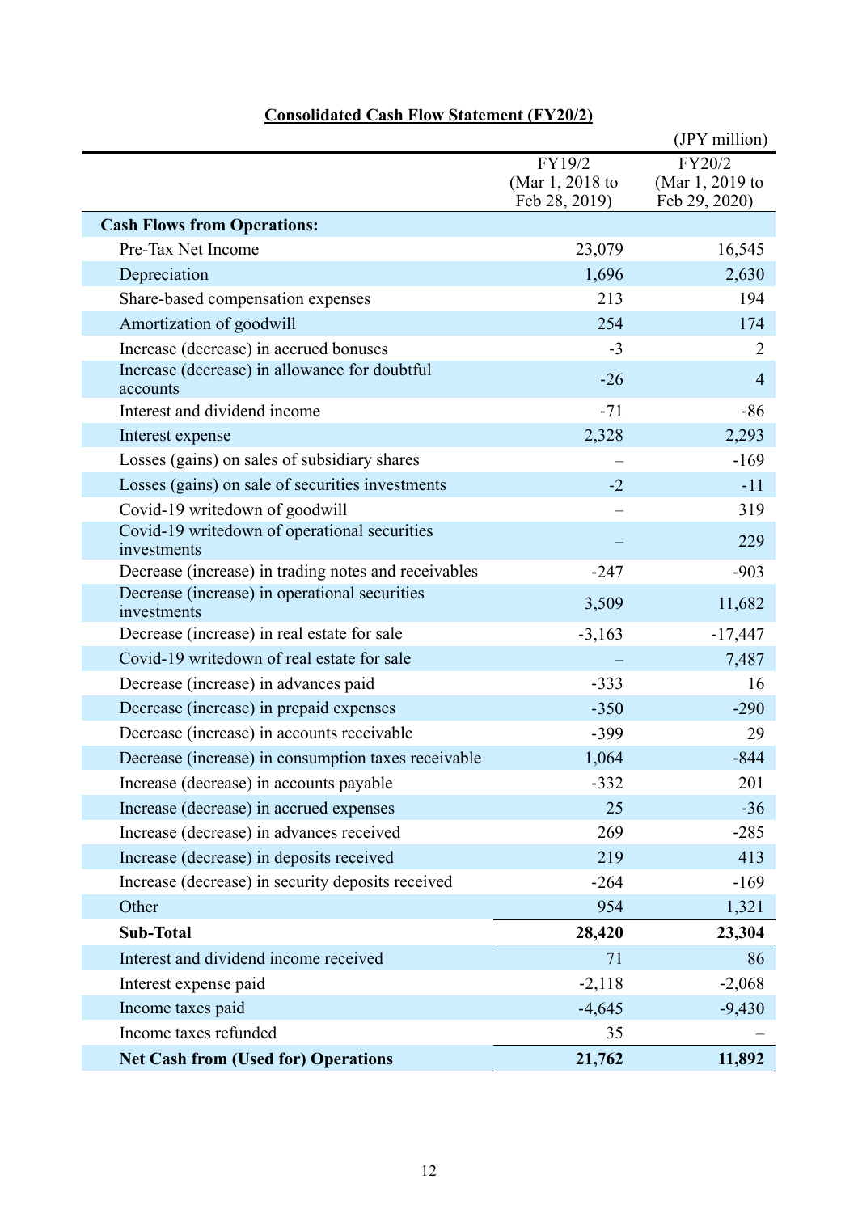## Consolidated Cash Flow Statement (FY20/2)

(JPY million)

| | FY19/2 (Mar 1, 2018 to Feb 28, 2019) | FY20/2 (Mar 1, 2019 to Feb 29, 2020) |
|---|---|---|
| **Cash Flows from Operations:** | | |
| Pre-Tax Net Income | 23,079 | 16,545 |
| Depreciation | 1,696 | 2,630 |
| Share-based compensation expenses | 213 | 194 |
| Amortization of goodwill | 254 | 174 |
| Increase (decrease) in accrued bonuses | -3 | 2 |
| Increase (decrease) in allowance for doubtful accounts | -26 | 4 |
| Interest and dividend income | -71 | -86 |
| Interest expense | 2,328 | 2,293 |
| Losses (gains) on sales of subsidiary shares | – | -169 |
| Losses (gains) on sale of securities investments | -2 | -11 |
| Covid-19 writedown of goodwill | – | 319 |
| Covid-19 writedown of operational securities investments | – | 229 |
| Decrease (increase) in trading notes and receivables | -247 | -903 |
| Decrease (increase) in operational securities investments | 3,509 | 11,682 |
| Decrease (increase) in real estate for sale | -3,163 | -17,447 |
| Covid-19 writedown of real estate for sale | – | 7,487 |
| Decrease (increase) in advances paid | -333 | 16 |
| Decrease (increase) in prepaid expenses | -350 | -290 |
| Decrease (increase) in accounts receivable | -399 | 29 |
| Decrease (increase) in consumption taxes receivable | 1,064 | -844 |
| Increase (decrease) in accounts payable | -332 | 201 |
| Increase (decrease) in accrued expenses | 25 | -36 |
| Increase (decrease) in advances received | 269 | -285 |
| Increase (decrease) in deposits received | 219 | 413 |
| Increase (decrease) in security deposits received | -264 | -169 |
| Other | 954 | 1,321 |
| **Sub-Total** | **28,420** | **23,304** |
| Interest and dividend income received | 71 | 86 |
| Interest expense paid | -2,118 | -2,068 |
| Income taxes paid | -4,645 | -9,430 |
| Income taxes refunded | 35 | – |
| **Net Cash from (Used for) Operations** | **21,762** | **11,892** |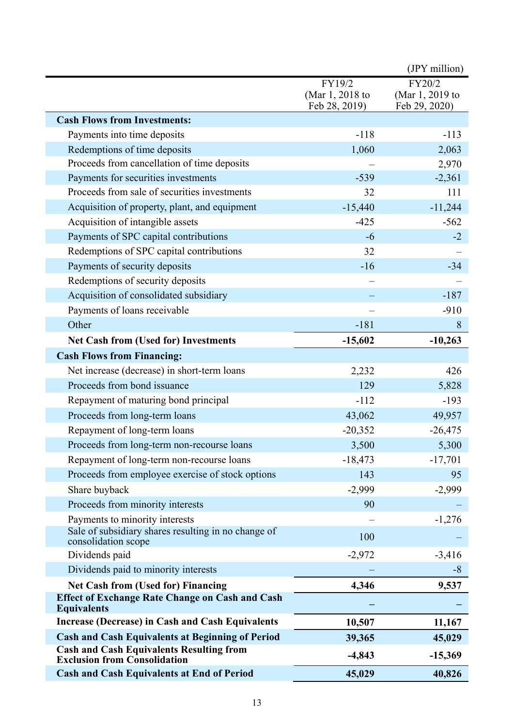(JPY million)

| | FY19/2 (Mar 1, 2018 to Feb 28, 2019) | FY20/2 (Mar 1, 2019 to Feb 29, 2020) |
|---|---|---|
| **Cash Flows from Investments:** | | |
| Payments into time deposits | -118 | -113 |
| Redemptions of time deposits | 1,060 | 2,063 |
| Proceeds from cancellation of time deposits | – | 2,970 |
| Payments for securities investments | -539 | -2,361 |
| Proceeds from sale of securities investments | 32 | 111 |
| Acquisition of property, plant, and equipment | -15,440 | -11,244 |
| Acquisition of intangible assets | -425 | -562 |
| Payments of SPC capital contributions | -6 | -2 |
| Redemptions of SPC capital contributions | 32 | – |
| Payments of security deposits | -16 | -34 |
| Redemptions of security deposits | – | – |
| Acquisition of consolidated subsidiary | – | -187 |
| Payments of loans receivable | – | -910 |
| Other | -181 | 8 |
| **Net Cash from (Used for) Investments** | **-15,602** | **-10,263** |
| **Cash Flows from Financing:** | | |
| Net increase (decrease) in short-term loans | 2,232 | 426 |
| Proceeds from bond issuance | 129 | 5,828 |
| Repayment of maturing bond principal | -112 | -193 |
| Proceeds from long-term loans | 43,062 | 49,957 |
| Repayment of long-term loans | -20,352 | -26,475 |
| Proceeds from long-term non-recourse loans | 3,500 | 5,300 |
| Repayment of long-term non-recourse loans | -18,473 | -17,701 |
| Proceeds from employee exercise of stock options | 143 | 95 |
| Share buyback | -2,999 | -2,999 |
| Proceeds from minority interests | 90 | – |
| Payments to minority interests | – | -1,276 |
| Sale of subsidiary shares resulting in no change of consolidation scope | 100 | – |
| Dividends paid | -2,972 | -3,416 |
| Dividends paid to minority interests | – | -8 |
| **Net Cash from (Used for) Financing** | **4,346** | **9,537** |
| **Effect of Exchange Rate Change on Cash and Cash Equivalents** | **–** | **–** |
| **Increase (Decrease) in Cash and Cash Equivalents** | **10,507** | **11,167** |
| **Cash and Cash Equivalents at Beginning of Period** | **39,365** | **45,029** |
| **Cash and Cash Equivalents Resulting from Exclusion from Consolidation** | **-4,843** | **-15,369** |
| **Cash and Cash Equivalents at End of Period** | **45,029** | **40,826** |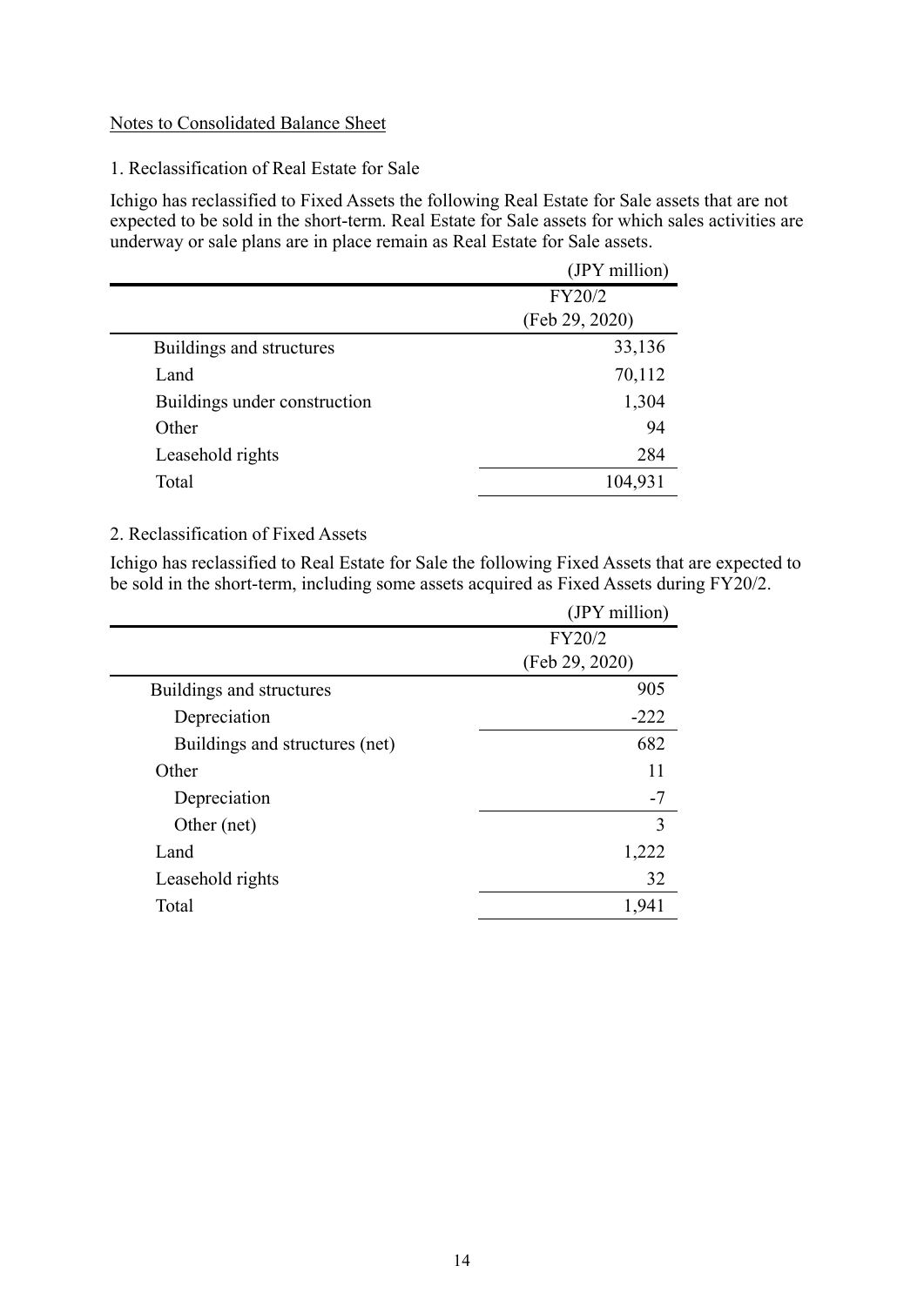Notes to Consolidated Balance Sheet

1. Reclassification of Real Estate for Sale

Ichigo has reclassified to Fixed Assets the following Real Estate for Sale assets that are not expected to be sold in the short-term. Real Estate for Sale assets for which sales activities are underway or sale plans are in place remain as Real Estate for Sale assets.

| | (JPY million) |
|---|---|
| | FY20/2 (Feb 29, 2020) |
| Buildings and structures | 33,136 |
| Land | 70,112 |
| Buildings under construction | 1,304 |
| Other | 94 |
| Leasehold rights | 284 |
| Total | 104,931 |

2. Reclassification of Fixed Assets

Ichigo has reclassified to Real Estate for Sale the following Fixed Assets that are expected to be sold in the short-term, including some assets acquired as Fixed Assets during FY20/2.

| | (JPY million) |
|---|---|
| | FY20/2 (Feb 29, 2020) |
| Buildings and structures | 905 |
| Depreciation | -222 |
| Buildings and structures (net) | 682 |
| Other | 11 |
| Depreciation | -7 |
| Other (net) | 3 |
| Land | 1,222 |
| Leasehold rights | 32 |
| Total | 1,941 |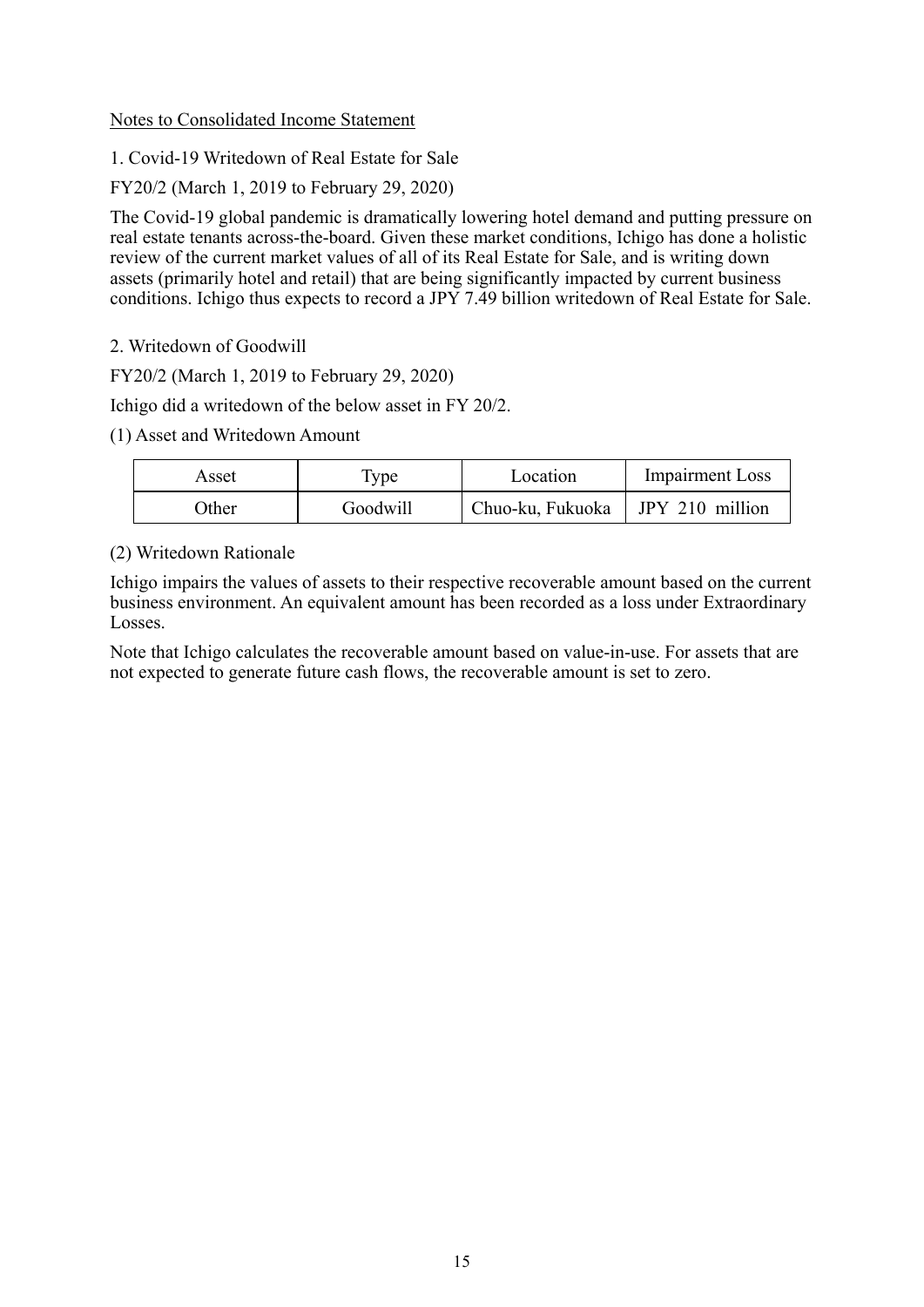Notes to Consolidated Income Statement

1. Covid-19 Writedown of Real Estate for Sale

FY20/2 (March 1, 2019 to February 29, 2020)

The Covid-19 global pandemic is dramatically lowering hotel demand and putting pressure on real estate tenants across-the-board. Given these market conditions, Ichigo has done a holistic review of the current market values of all of its Real Estate for Sale, and is writing down assets (primarily hotel and retail) that are being significantly impacted by current business conditions. Ichigo thus expects to record a JPY 7.49 billion writedown of Real Estate for Sale.

2. Writedown of Goodwill

FY20/2 (March 1, 2019 to February 29, 2020)

Ichigo did a writedown of the below asset in FY 20/2.

(1) Asset and Writedown Amount

| Asset | Type | Location | Impairment Loss |
|---|---|---|---|
| Other | Goodwill | Chuo-ku, Fukuoka | JPY 210 million |

(2) Writedown Rationale

Ichigo impairs the values of assets to their respective recoverable amount based on the current business environment. An equivalent amount has been recorded as a loss under Extraordinary Losses.

Note that Ichigo calculates the recoverable amount based on value-in-use. For assets that are not expected to generate future cash flows, the recoverable amount is set to zero.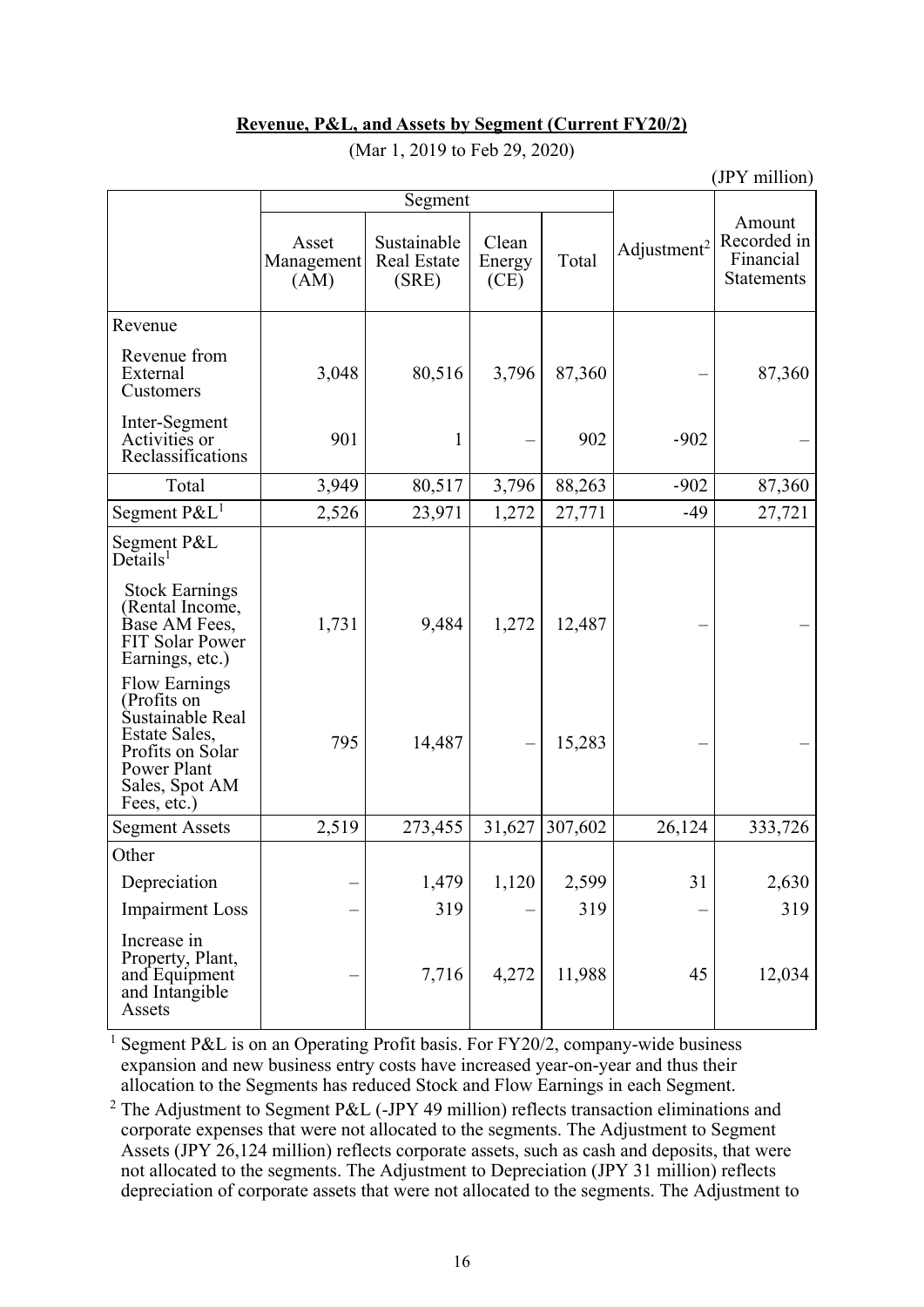**Revenue, P&L, and Assets by Segment (Current FY20/2)**

(Mar 1, 2019 to Feb 29, 2020)

(JPY million)

| | Segment | | | | Adjustment[2] | Amount Recorded in Financial Statements |
|---|---|---|---|---|---|---|
| | Asset Management (AM) | Sustainable Real Estate (SRE) | Clean Energy (CE) | Total | | |
| Revenue | | | | | | |
| Revenue from External Customers | 3,048 | 80,516 | 3,796 | 87,360 | – | 87,360 |
| Inter-Segment Activities or Reclassifications | 901 | 1 | – | 902 | -902 | – |
| Total | 3,949 | 80,517 | 3,796 | 88,263 | -902 | 87,360 |
| Segment P&L[1] | 2,526 | 23,971 | 1,272 | 27,771 | -49 | 27,721 |
| Segment P&L Details[1] | | | | | | |
| Stock Earnings (Rental Income, Base AM Fees, FIT Solar Power Earnings, etc.) | 1,731 | 9,484 | 1,272 | 12,487 | – | – |
| Flow Earnings (Profits on Sustainable Real Estate Sales, Profits on Solar Power Plant Sales, Spot AM Fees, etc.) | 795 | 14,487 | – | 15,283 | – | – |
| Segment Assets | 2,519 | 273,455 | 31,627 | 307,602 | 26,124 | 333,726 |
| Other | | | | | | |
| Depreciation | – | 1,479 | 1,120 | 2,599 | 31 | 2,630 |
| Impairment Loss | – | 319 | – | 319 | – | 319 |
| Increase in Property, Plant, and Equipment and Intangible Assets | – | 7,716 | 4,272 | 11,988 | 45 | 12,034 |

[1] Segment P&L is on an Operating Profit basis. For FY20/2, company-wide business expansion and new business entry costs have increased year-on-year and thus their allocation to the Segments has reduced Stock and Flow Earnings in each Segment.

[2] The Adjustment to Segment P&L (-JPY 49 million) reflects transaction eliminations and corporate expenses that were not allocated to the segments. The Adjustment to Segment Assets (JPY 26,124 million) reflects corporate assets, such as cash and deposits, that were not allocated to the segments. The Adjustment to Depreciation (JPY 31 million) reflects depreciation of corporate assets that were not allocated to the segments. The Adjustment to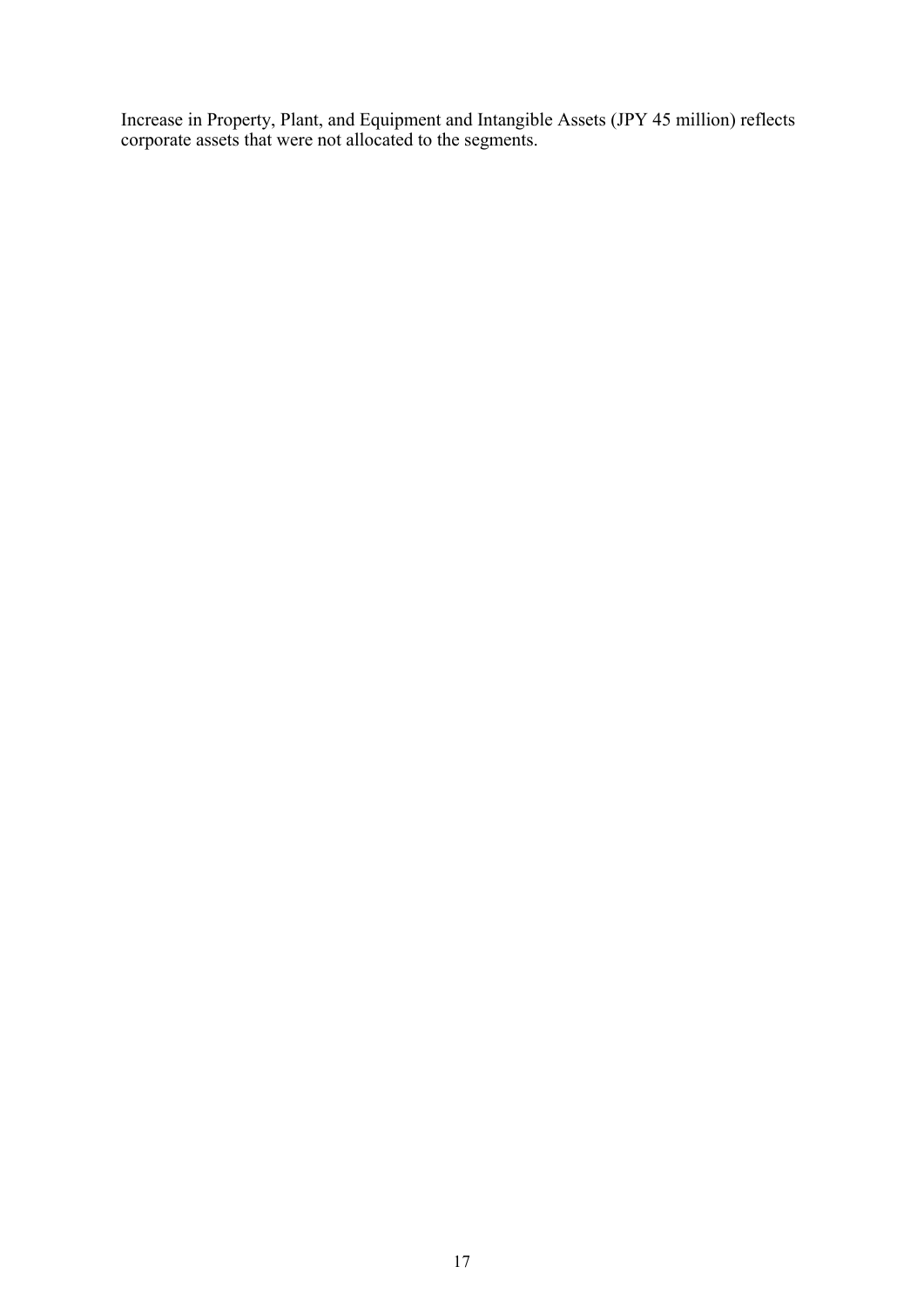Increase in Property, Plant, and Equipment and Intangible Assets (JPY 45 million) reflects corporate assets that were not allocated to the segments.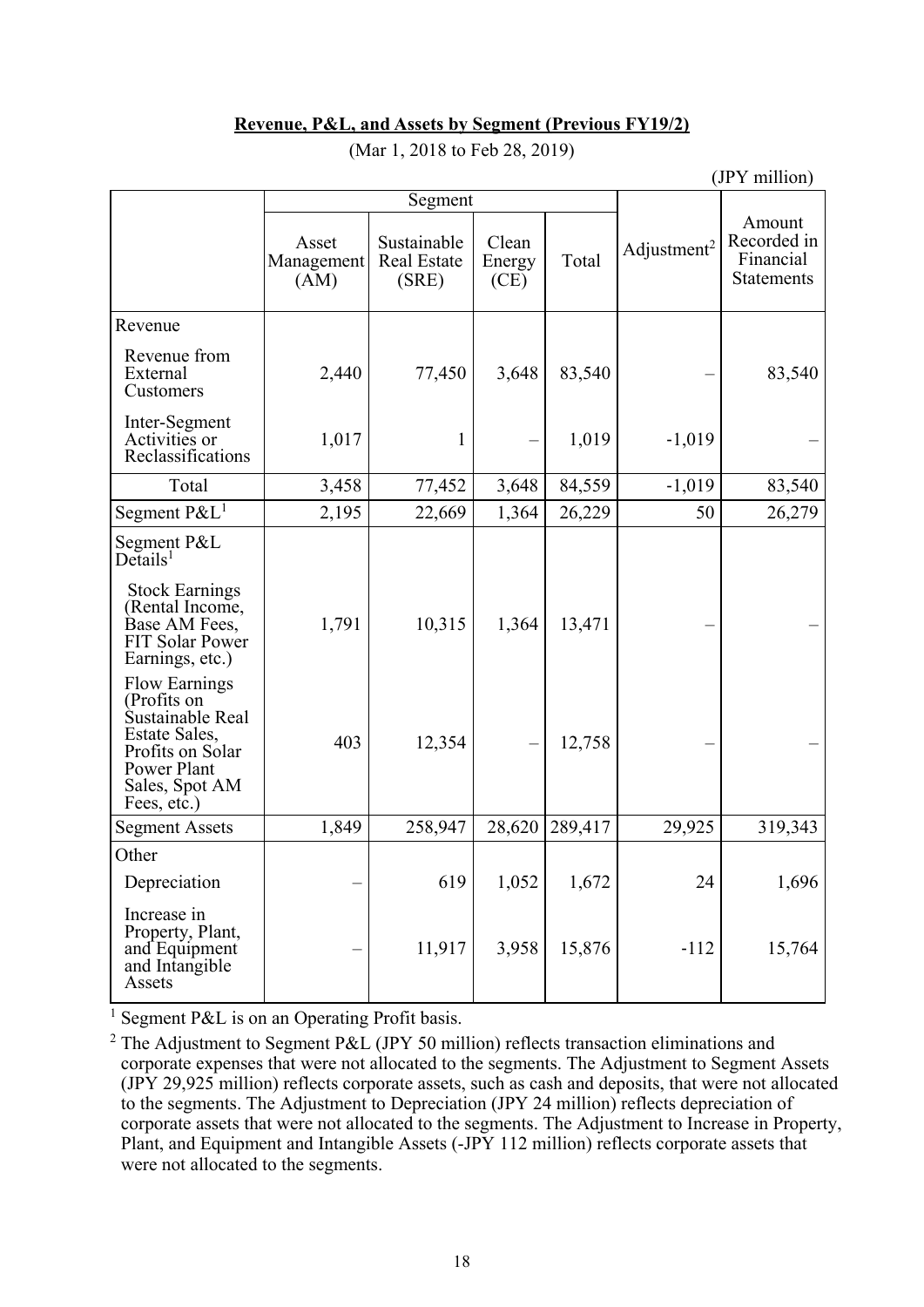## Revenue, P&L, and Assets by Segment (Previous FY19/2)

(Mar 1, 2018 to Feb 28, 2019)

(JPY million)

| | Segment | | | | Adjustment[2] | Amount Recorded in Financial Statements |
|---|---|---|---|---|---|---|
| | Asset Management (AM) | Sustainable Real Estate (SRE) | Clean Energy (CE) | Total | | |
| Revenue | | | | | | |
| Revenue from External Customers | 2,440 | 77,450 | 3,648 | 83,540 | – | 83,540 |
| Inter-Segment Activities or Reclassifications | 1,017 | 1 | – | 1,019 | -1,019 | – |
| Total | 3,458 | 77,452 | 3,648 | 84,559 | -1,019 | 83,540 |
| Segment P&L[1] | 2,195 | 22,669 | 1,364 | 26,229 | 50 | 26,279 |
| Segment P&L Details[1] | | | | | | |
| Stock Earnings (Rental Income, Base AM Fees, FIT Solar Power Earnings, etc.) | 1,791 | 10,315 | 1,364 | 13,471 | – | – |
| Flow Earnings (Profits on Sustainable Real Estate Sales, Profits on Solar Power Plant Sales, Spot AM Fees, etc.) | 403 | 12,354 | – | 12,758 | – | – |
| Segment Assets | 1,849 | 258,947 | 28,620 | 289,417 | 29,925 | 319,343 |
| Other | | | | | | |
| Depreciation | – | 619 | 1,052 | 1,672 | 24 | 1,696 |
| Increase in Property, Plant, and Equipment and Intangible Assets | – | 11,917 | 3,958 | 15,876 | -112 | 15,764 |

[1] Segment P&L is on an Operating Profit basis.

[2] The Adjustment to Segment P&L (JPY 50 million) reflects transaction eliminations and corporate expenses that were not allocated to the segments. The Adjustment to Segment Assets (JPY 29,925 million) reflects corporate assets, such as cash and deposits, that were not allocated to the segments. The Adjustment to Depreciation (JPY 24 million) reflects depreciation of corporate assets that were not allocated to the segments. The Adjustment to Increase in Property, Plant, and Equipment and Intangible Assets (-JPY 112 million) reflects corporate assets that were not allocated to the segments.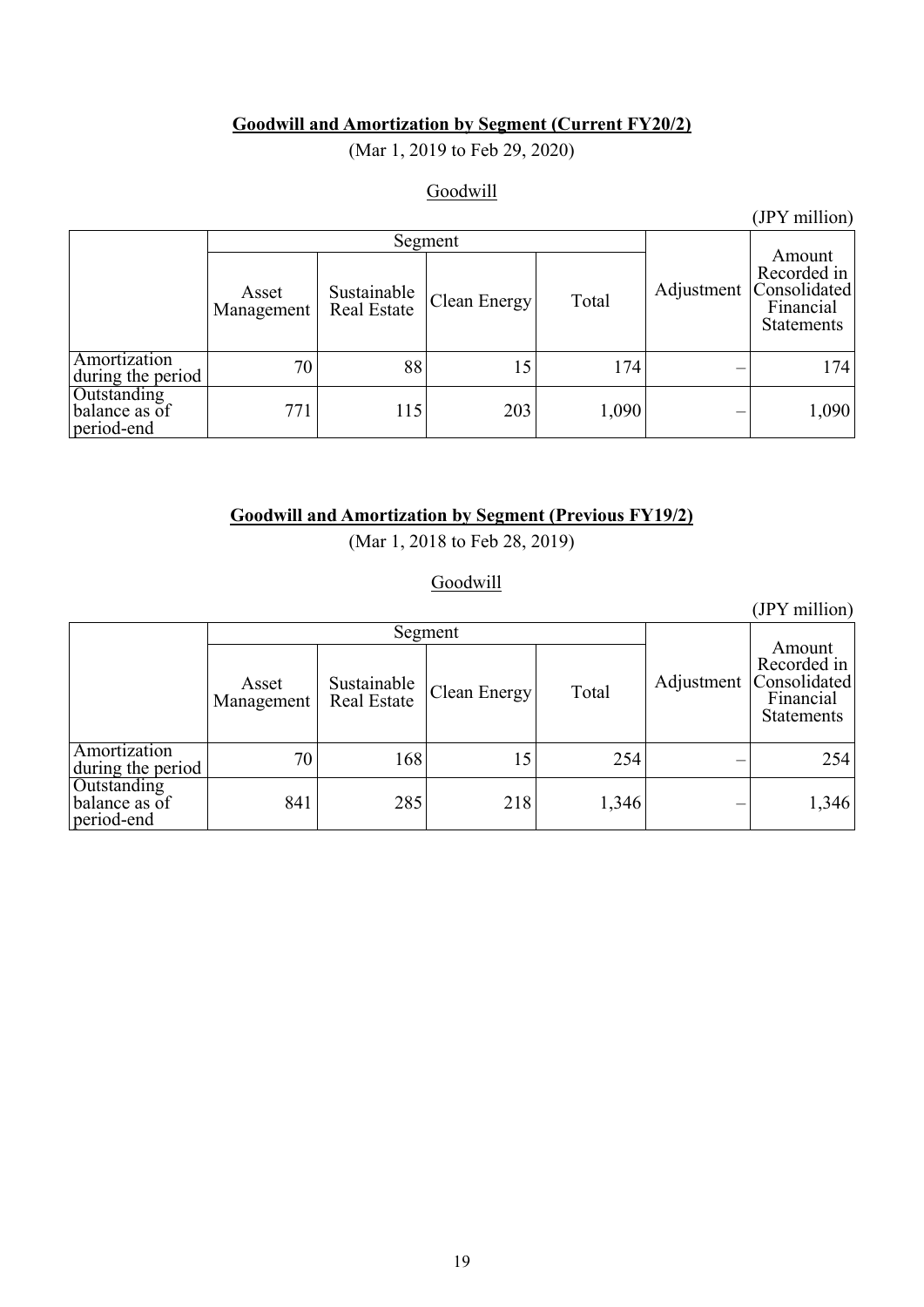**Goodwill and Amortization by Segment (Current FY20/2)**

(Mar 1, 2019 to Feb 29, 2020)

Goodwill

(JPY million)

| | Segment | | | | Adjustment | Amount Recorded in Consolidated Financial Statements |
|---|---|---|---|---|---|---|
| | Asset Management | Sustainable Real Estate | Clean Energy | Total | | |
| Amortization during the period | 70 | 88 | 15 | 174 | – | 174 |
| Outstanding balance as of period-end | 771 | 115 | 203 | 1,090 | – | 1,090 |

**Goodwill and Amortization by Segment (Previous FY19/2)**

(Mar 1, 2018 to Feb 28, 2019)

Goodwill

(JPY million)

| | Segment | | | | Adjustment | Amount Recorded in Consolidated Financial Statements |
|---|---|---|---|---|---|---|
| | Asset Management | Sustainable Real Estate | Clean Energy | Total | | |
| Amortization during the period | 70 | 168 | 15 | 254 | – | 254 |
| Outstanding balance as of period-end | 841 | 285 | 218 | 1,346 | – | 1,346 |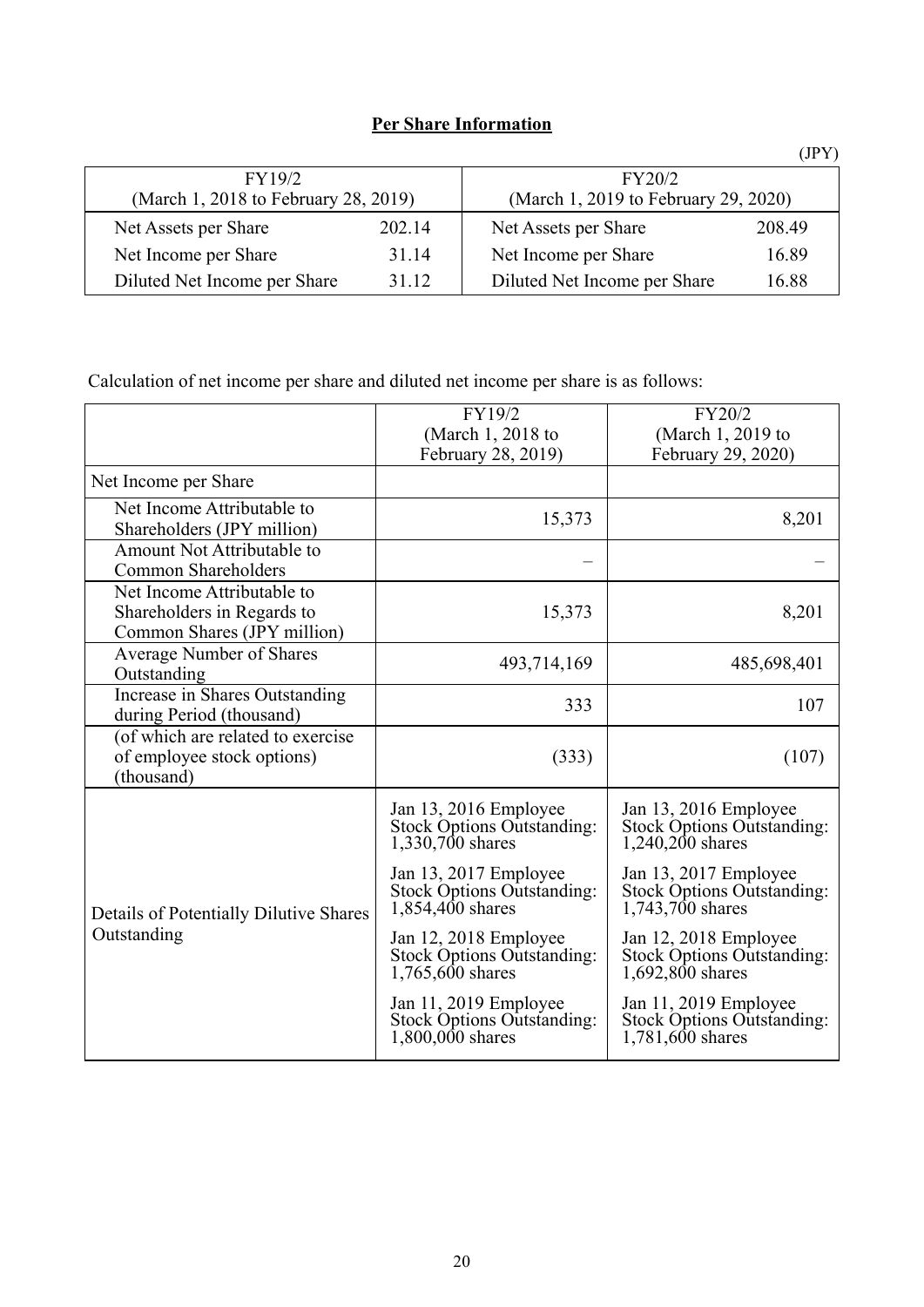## Per Share Information

(JPY)

| FY19/2 (March 1, 2018 to February 28, 2019) | | FY20/2 (March 1, 2019 to February 29, 2020) | |
|---|---|---|---|
| Net Assets per Share | 202.14 | Net Assets per Share | 208.49 |
| Net Income per Share | 31.14 | Net Income per Share | 16.89 |
| Diluted Net Income per Share | 31.12 | Diluted Net Income per Share | 16.88 |

Calculation of net income per share and diluted net income per share is as follows:

| | FY19/2 (March 1, 2018 to February 28, 2019) | FY20/2 (March 1, 2019 to February 29, 2020) |
|---|---|---|
| Net Income per Share | | |
| Net Income Attributable to Shareholders (JPY million) | 15,373 | 8,201 |
| Amount Not Attributable to Common Shareholders | – | – |
| Net Income Attributable to Shareholders in Regards to Common Shares (JPY million) | 15,373 | 8,201 |
| Average Number of Shares Outstanding | 493,714,169 | 485,698,401 |
| Increase in Shares Outstanding during Period (thousand) | 333 | 107 |
| (of which are related to exercise of employee stock options) (thousand) | (333) | (107) |
| Details of Potentially Dilutive Shares Outstanding | Jan 13, 2016 Employee Stock Options Outstanding: 1,330,700 shares<br>Jan 13, 2017 Employee Stock Options Outstanding: 1,854,400 shares<br>Jan 12, 2018 Employee Stock Options Outstanding: 1,765,600 shares<br>Jan 11, 2019 Employee Stock Options Outstanding: 1,800,000 shares | Jan 13, 2016 Employee Stock Options Outstanding: 1,240,200 shares<br>Jan 13, 2017 Employee Stock Options Outstanding: 1,743,700 shares<br>Jan 12, 2018 Employee Stock Options Outstanding: 1,692,800 shares<br>Jan 11, 2019 Employee Stock Options Outstanding: 1,781,600 shares |